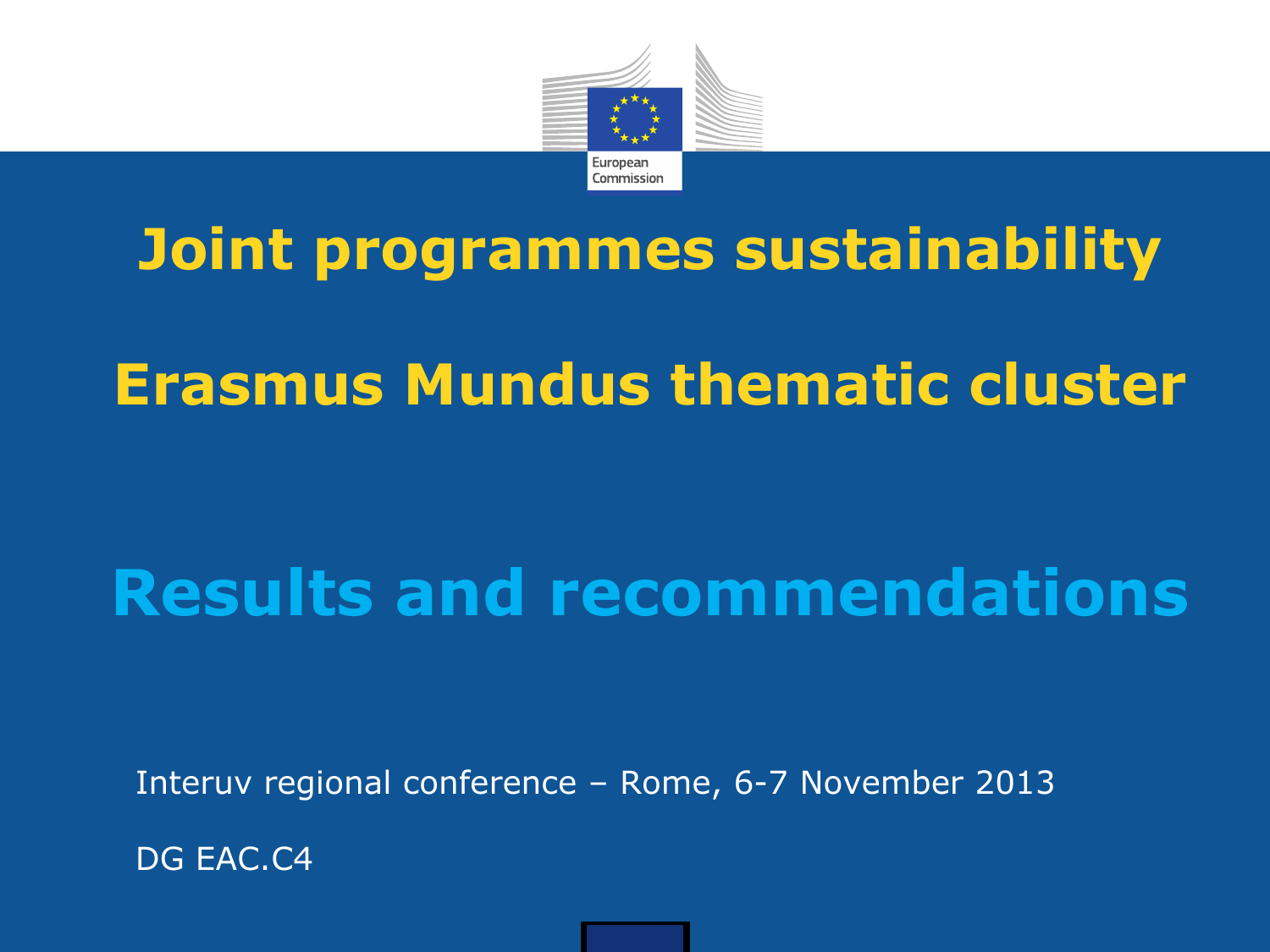# Joint programmes sustainability

# Erasmus Mundus thematic cluster

## Results and recommendations

Interuv regional conference – Rome, 6-7 November 2013

DG EAC.C4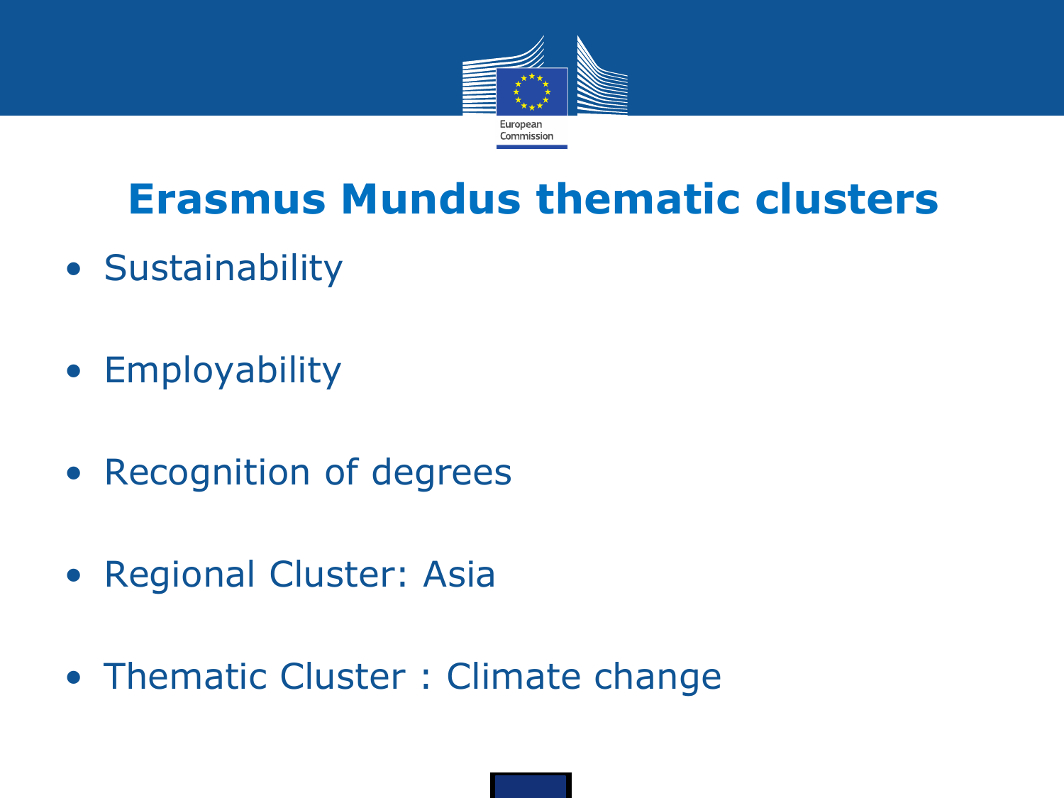# Erasmus Mundus thematic clusters

- Sustainability
- Employability
- Recognition of degrees
- Regional Cluster: Asia
- Thematic Cluster : Climate change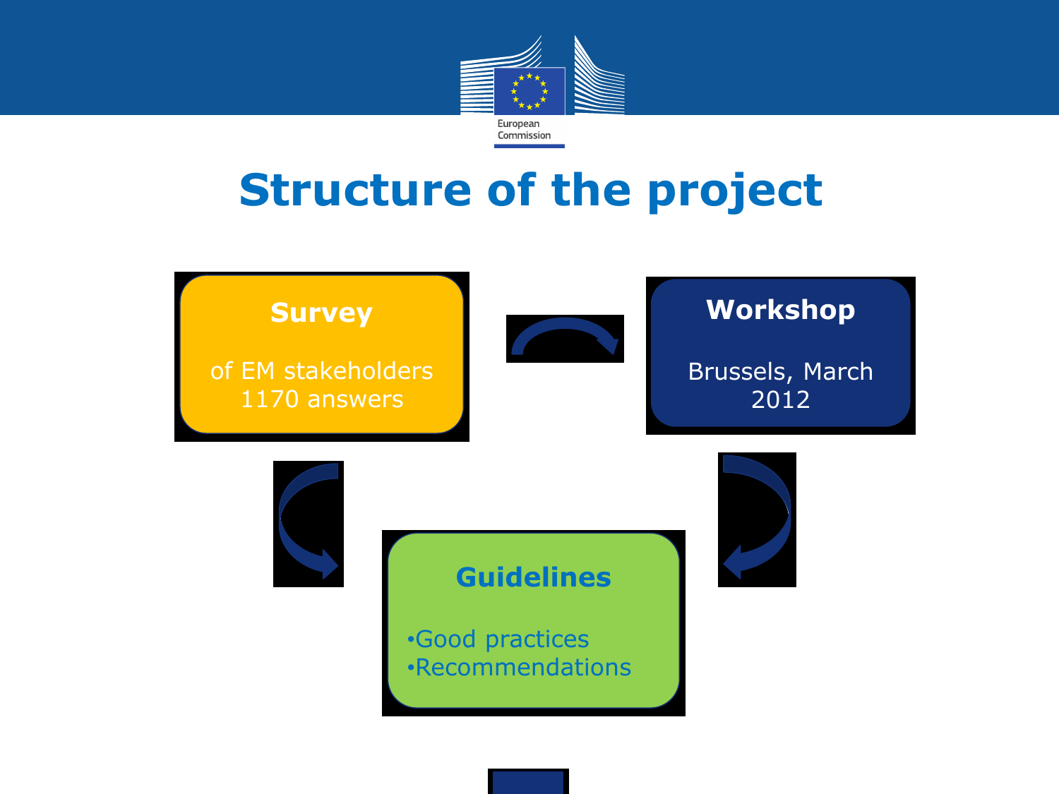# Structure of the project

**Survey**

of EM stakeholders
1170 answers

**Workshop**

Brussels, March 2012

**Guidelines**

- Good practices
- Recommendations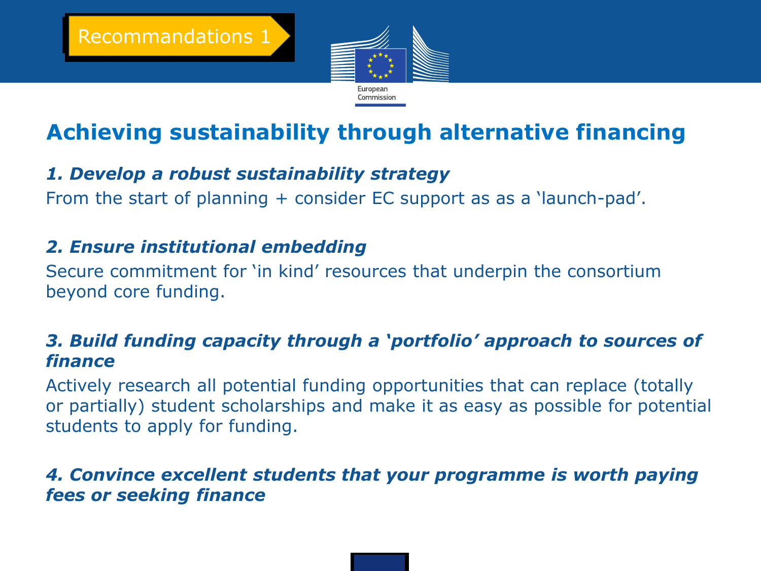Recommandations 1

# Achieving sustainability through alternative financing

***1. Develop a robust sustainability strategy***

From the start of planning + consider EC support as as a 'launch-pad'.

***2. Ensure institutional embedding***

Secure commitment for 'in kind' resources that underpin the consortium beyond core funding.

***3. Build funding capacity through a 'portfolio' approach to sources of finance***

Actively research all potential funding opportunities that can replace (totally or partially) student scholarships and make it as easy as possible for potential students to apply for funding.

***4. Convince excellent students that your programme is worth paying fees or seeking finance***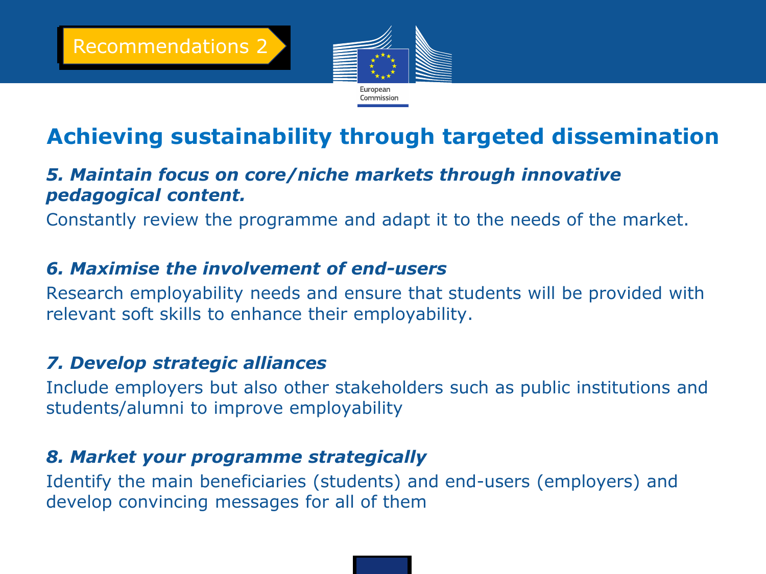Recommendations 2

# Achieving sustainability through targeted dissemination

***5. Maintain focus on core/niche markets through innovative pedagogical content.***

Constantly review the programme and adapt it to the needs of the market.

***6. Maximise the involvement of end-users***

Research employability needs and ensure that students will be provided with relevant soft skills to enhance their employability.

***7. Develop strategic alliances***

Include employers but also other stakeholders such as public institutions and students/alumni to improve employability

***8. Market your programme strategically***

Identify the main beneficiaries (students) and end-users (employers) and develop convincing messages for all of them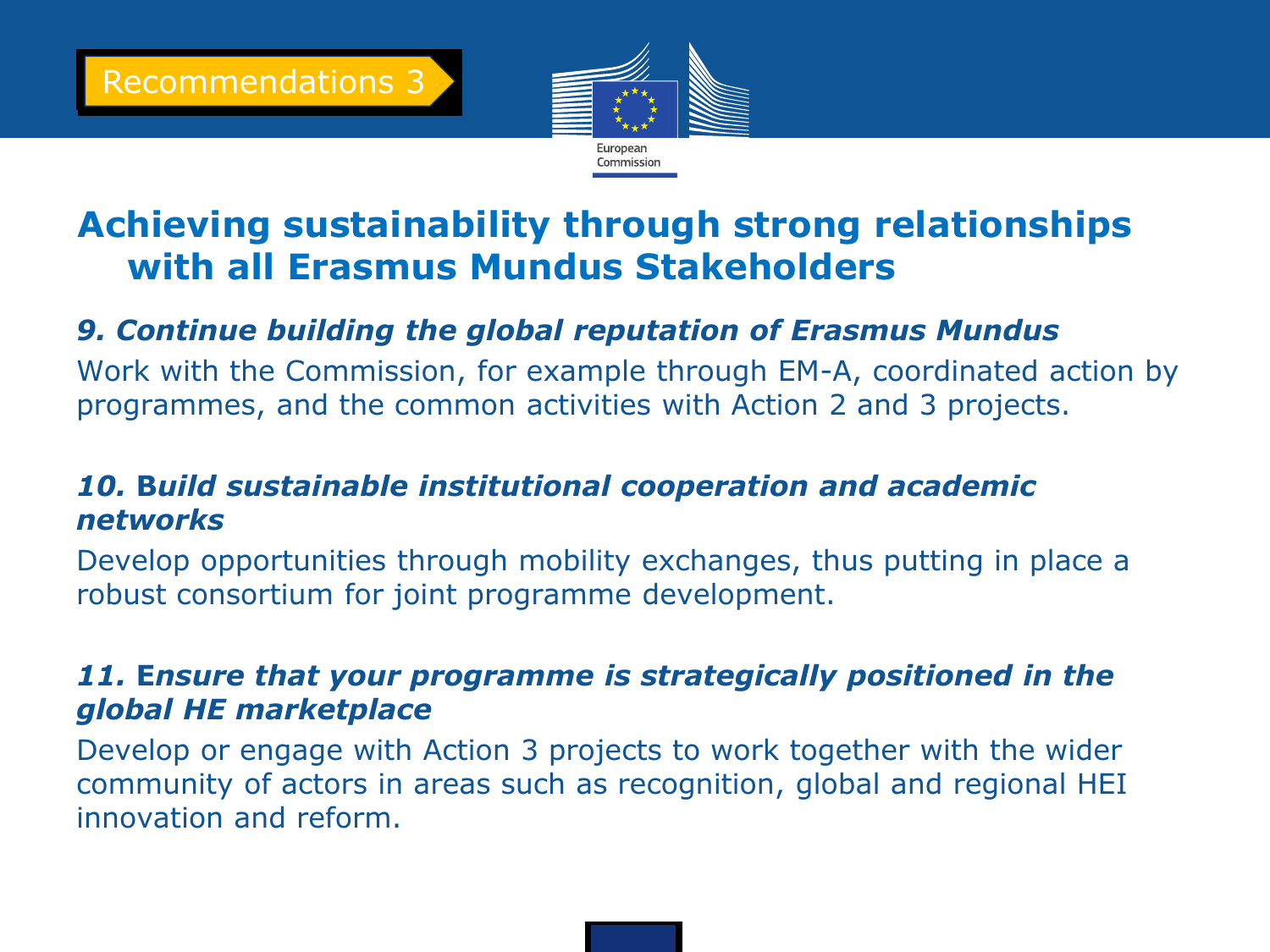Recommendations 3

# Achieving sustainability through strong relationships with all Erasmus Mundus Stakeholders

### *9. Continue building the global reputation of Erasmus Mundus*

Work with the Commission, for example through EM-A, coordinated action by programmes, and the common activities with Action 2 and 3 projects.

### *10. Build sustainable institutional cooperation and academic networks*

Develop opportunities through mobility exchanges, thus putting in place a robust consortium for joint programme development.

### *11. Ensure that your programme is strategically positioned in the global HE marketplace*

Develop or engage with Action 3 projects to work together with the wider community of actors in areas such as recognition, global and regional HEI innovation and reform.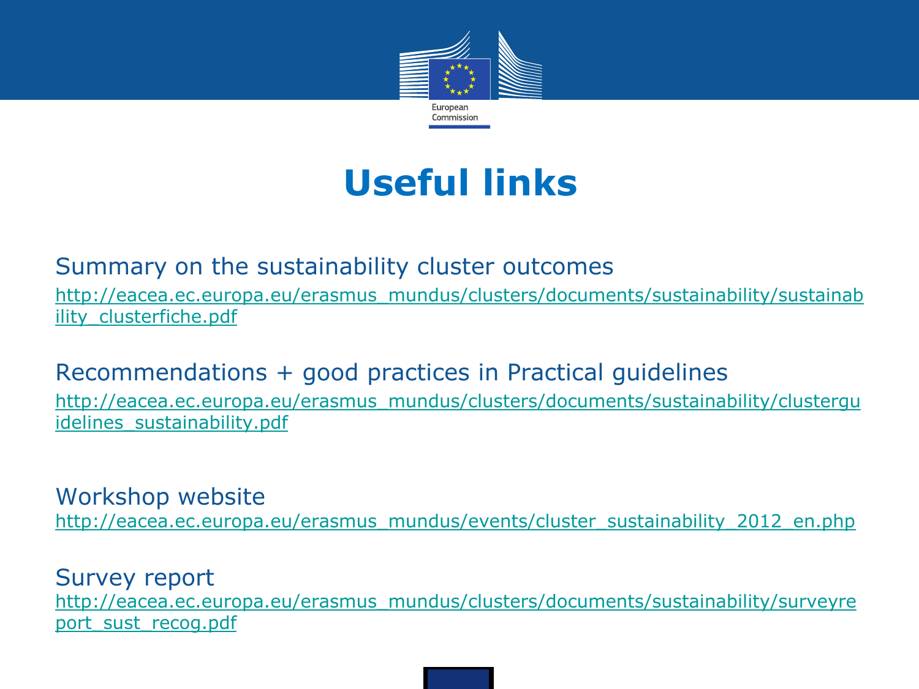# Useful links

Summary on the sustainability cluster outcomes

http://eacea.ec.europa.eu/erasmus_mundus/clusters/documents/sustainability/sustainability_clusterfiche.pdf

Recommendations + good practices in Practical guidelines

http://eacea.ec.europa.eu/erasmus_mundus/clusters/documents/sustainability/clusterguidelines_sustainability.pdf

Workshop website

http://eacea.ec.europa.eu/erasmus_mundus/events/cluster_sustainability_2012_en.php

Survey report

http://eacea.ec.europa.eu/erasmus_mundus/clusters/documents/sustainability/surveyreport_sust_recog.pdf